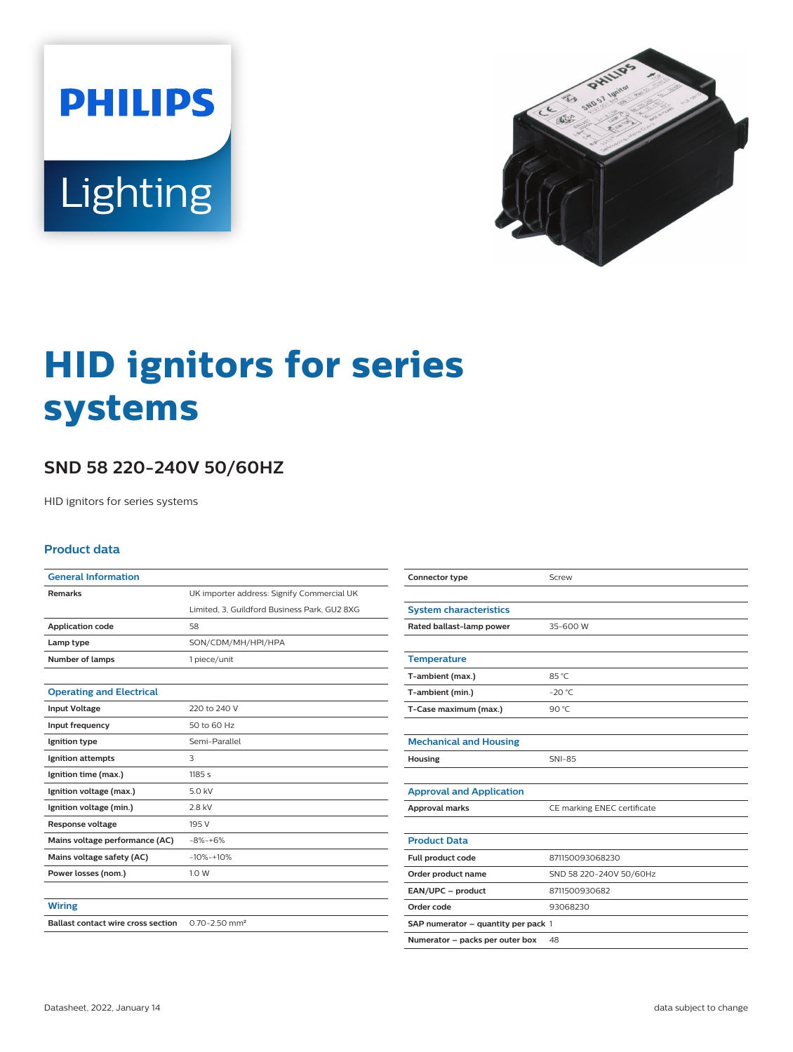# HID ignitors for series systems

## SND 58 220-240V 50/60HZ

HID ignitors for series systems

### Product data

| General Information | |
|---|---|
| Remarks | UK importer address: Signify Commercial UK Limited, 3, Guildford Business Park, GU2 8XG |
| Application code | 58 |
| Lamp type | SON/CDM/MH/HPI/HPA |
| Number of lamps | 1 piece/unit |

| Operating and Electrical | |
|---|---|
| Input Voltage | 220 to 240 V |
| Input frequency | 50 to 60 Hz |
| Ignition type | Semi-Parallel |
| Ignition attempts | 3 |
| Ignition time (max.) | 1185 s |
| Ignition voltage (max.) | 5.0 kV |
| Ignition voltage (min.) | 2.8 kV |
| Response voltage | 195 V |
| Mains voltage performance (AC) | -8%-+6% |
| Mains voltage safety (AC) | -10%-+10% |
| Power losses (nom.) | 1.0 W |

| Wiring | |
|---|---|
| Ballast contact wire cross section | 0.70-2.50 mm² |
| Connector type | Screw |

| System characteristics | |
|---|---|
| Rated ballast-lamp power | 35-600 W |

| Temperature | |
|---|---|
| T-ambient (max.) | 85 °C |
| T-ambient (min.) | -20 °C |
| T-Case maximum (max.) | 90 °C |

| Mechanical and Housing | |
|---|---|
| Housing | SNI-85 |

| Approval and Application | |
|---|---|
| Approval marks | CE marking ENEC certificate |

| Product Data | |
|---|---|
| Full product code | 871150093068230 |
| Order product name | SND 58 220-240V 50/60Hz |
| EAN/UPC – product | 8711500930682 |
| Order code | 93068230 |
| SAP numerator – quantity per pack | 1 |
| Numerator – packs per outer box | 48 |

Datasheet, 2022, January 14

data subject to change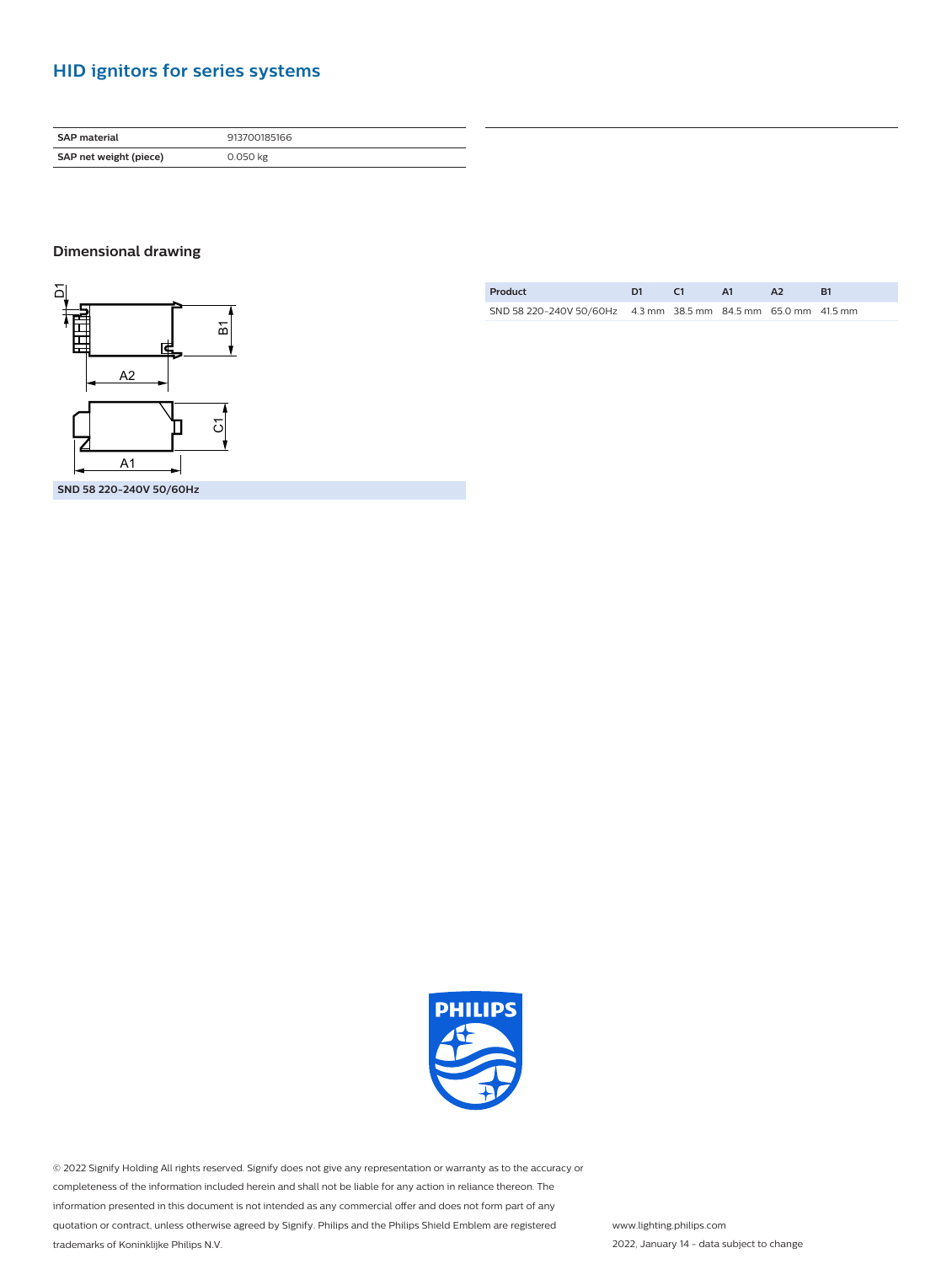## HID ignitors for series systems

| | |
|---|---|
| **SAP material** | 913700185166 |
| **SAP net weight (piece)** | 0.050 kg |

### Dimensional drawing

D1

B1

A2

C1

A1

**SND 58 220-240V 50/60Hz**

| Product | D1 | C1 | A1 | A2 | B1 |
|---|---|---|---|---|---|
| SND 58 220-240V 50/60Hz | 4.3 mm | 38.5 mm | 84.5 mm | 65.0 mm | 41.5 mm |

© 2022 Signify Holding All rights reserved. Signify does not give any representation or warranty as to the accuracy or completeness of the information included herein and shall not be liable for any action in reliance thereon. The information presented in this document is not intended as any commercial offer and does not form part of any quotation or contract, unless otherwise agreed by Signify. Philips and the Philips Shield Emblem are registered trademarks of Koninklijke Philips N.V.

www.lighting.philips.com

2022, January 14 - data subject to change